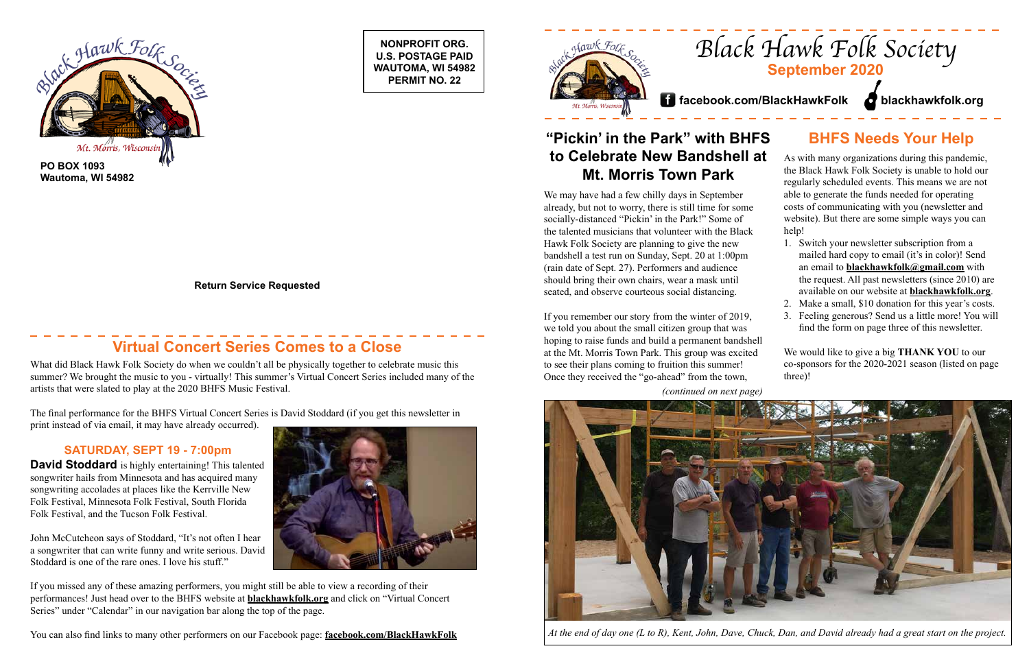PO BOX 1093
Wautoma, WI 54982

**NONPROFIT ORG.**
**U.S. POSTAGE PAID**
**WAUTOMA, WI 54982**
**PERMIT NO. 22**

**Return Service Requested**

## Virtual Concert Series Comes to a Close

What did Black Hawk Folk Society do when we couldn't all be physically together to celebrate music this summer? We brought the music to you - virtually! This summer's Virtual Concert Series included many of the artists that were slated to play at the 2020 BHFS Music Festival.

The final performance for the BHFS Virtual Concert Series is David Stoddard (if you get this newsletter in print instead of via email, it may have already occurred).

### SATURDAY, SEPT 19 - 7:00pm

**David Stoddard** is highly entertaining! This talented songwriter hails from Minnesota and has acquired many songwriting accolades at places like the Kerrville New Folk Festival, Minnesota Folk Festival, South Florida Folk Festival, and the Tucson Folk Festival.

John McCutcheon says of Stoddard, "It's not often I hear a songwriter that can write funny and write serious. David Stoddard is one of the rare ones. I love his stuff."

If you missed any of these amazing performers, you might still be able to view a recording of their performances! Just head over to the BHFS website at **blackhawkfolk.org** and click on "Virtual Concert Series" under "Calendar" in our navigation bar along the top of the page.

You can also find links to many other performers on our Facebook page: **facebook.com/BlackHawkFolk**

# Black Hawk Folk Society

**September 2020**

**facebook.com/BlackHawkFolk** **blackhawkfolk.org**

## "Pickin' in the Park" with BHFS to Celebrate New Bandshell at Mt. Morris Town Park

We may have had a few chilly days in September already, but not to worry, there is still time for some socially-distanced "Pickin' in the Park!" Some of the talented musicians that volunteer with the Black Hawk Folk Society are planning to give the new bandshell a test run on Sunday, Sept. 20 at 1:00pm (rain date of Sept. 27). Performers and audience should bring their own chairs, wear a mask until seated, and observe courteous social distancing.

If you remember our story from the winter of 2019, we told you about the small citizen group that was hoping to raise funds and build a permanent bandshell at the Mt. Morris Town Park. This group was excited to see their plans coming to fruition this summer! Once they received the "go-ahead" from the town,

*(continued on next page)*

## BHFS Needs Your Help

As with many organizations during this pandemic, the Black Hawk Folk Society is unable to hold our regularly scheduled events. This means we are not able to generate the funds needed for operating costs of communicating with you (newsletter and website). But there are some simple ways you can help!

1. Switch your newsletter subscription from a mailed hard copy to email (it's in color)! Send an email to **blackhawkfolk@gmail.com** with the request. All past newsletters (since 2010) are available on our website at **blackhawkfolk.org**.
2. Make a small, $10 donation for this year's costs.
3. Feeling generous? Send us a little more! You will find the form on page three of this newsletter.

We would like to give a big **THANK YOU** to our co-sponsors for the 2020-2021 season (listed on page three)!

*At the end of day one (L to R), Kent, John, Dave, Chuck, Dan, and David already had a great start on the project.*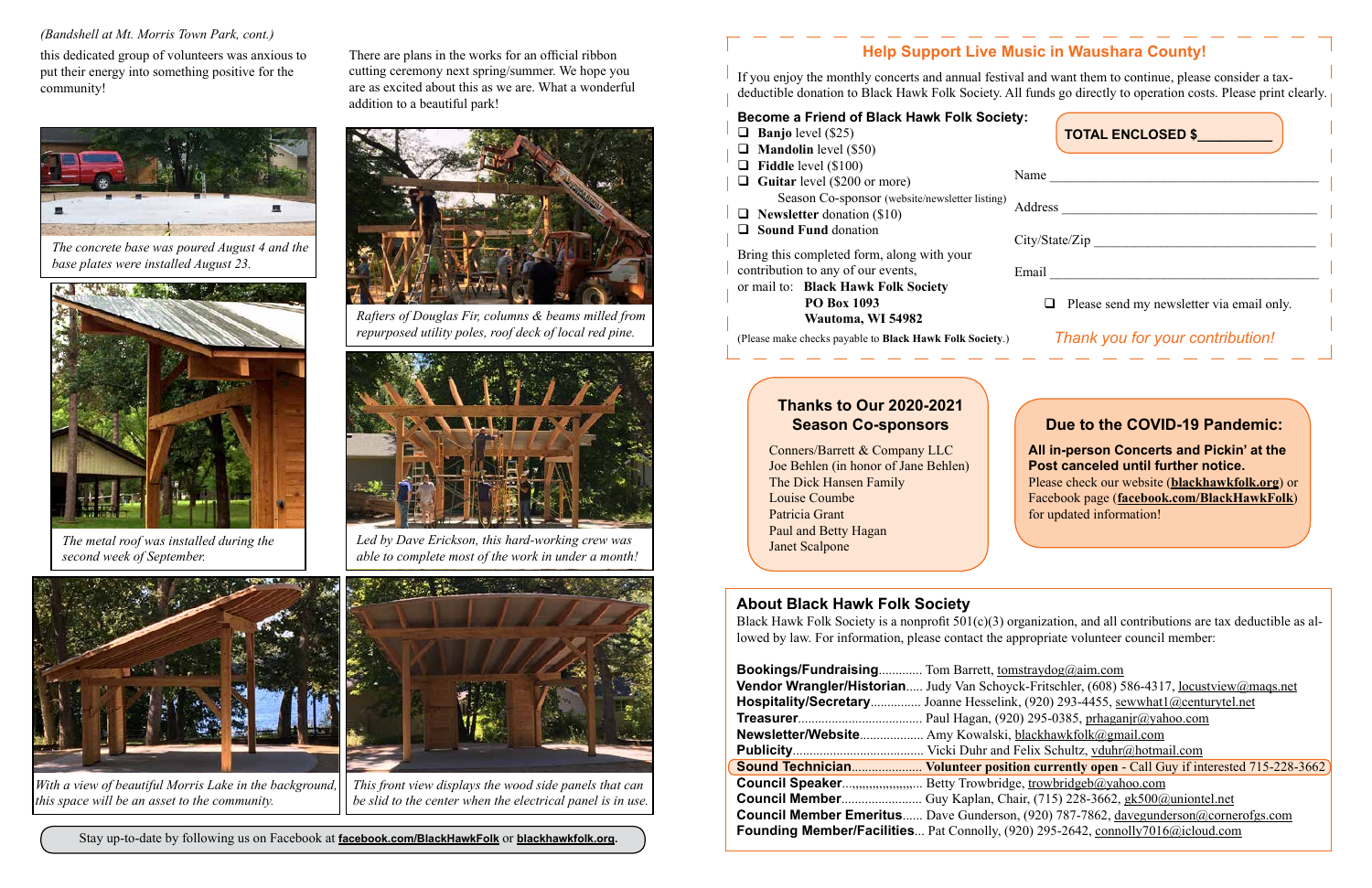*(Bandshell at Mt. Morris Town Park, cont.)*

this dedicated group of volunteers was anxious to put their energy into something positive for the community!

There are plans in the works for an official ribbon cutting ceremony next spring/summer. We hope you are as excited about this as we are. What a wonderful addition to a beautiful park!

*The concrete base was poured August 4 and the base plates were installed August 23.*

*Rafters of Douglas Fir, columns & beams milled from repurposed utility poles, roof deck of local red pine.*

*The metal roof was installed during the second week of September.*

*Led by Dave Erickson, this hard-working crew was able to complete most of the work in under a month!*

*With a view of beautiful Morris Lake in the background, this space will be an asset to the community.*

*This front view displays the wood side panels that can be slid to the center when the electrical panel is in use.*

Stay up-to-date by following us on Facebook at **facebook.com/BlackHawkFolk** or **blackhawkfolk.org**.

## Help Support Live Music in Waushara County!

If you enjoy the monthly concerts and annual festival and want them to continue, please consider a tax-deductible donation to Black Hawk Folk Society. All funds go directly to operation costs. Please print clearly.

**Become a Friend of Black Hawk Folk Society:**

- ❑ **Banjo** level ($25)
- ❑ **Mandolin** level ($50)
- ❑ **Fiddle** level ($100)
- ❑ **Guitar** level ($200 or more) Season Co-sponsor (website/newsletter listing)
- ❑ **Newsletter** donation ($10)
- ❑ **Sound Fund** donation

**TOTAL ENCLOSED $__________**

Name ______________________________

Address ______________________________

City/State/Zip ______________________________

Email ______________________________

❑ Please send my newsletter via email only.

Bring this completed form, along with your contribution to any of our events, or mail to: **Black Hawk Folk Society**
**PO Box 1093**
**Wautoma, WI 54982**

(Please make checks payable to **Black Hawk Folk Society**.)

*Thank you for your contribution!*

### Thanks to Our 2020-2021 Season Co-sponsors

Conners/Barrett & Company LLC
Joe Behlen (in honor of Jane Behlen)
The Dick Hansen Family
Louise Coumbe
Patricia Grant
Paul and Betty Hagan
Janet Scalpone

### Due to the COVID-19 Pandemic:

**All in-person Concerts and Pickin' at the Post canceled until further notice.**
Please check our website (**blackhawkfolk.org**) or Facebook page (**facebook.com/BlackHawkFolk**) for updated information!

## About Black Hawk Folk Society

Black Hawk Folk Society is a nonprofit 501(c)(3) organization, and all contributions are tax deductible as allowed by law. For information, please contact the appropriate volunteer council member:

**Bookings/Fundraising**............. Tom Barrett, tomstraydog@aim.com
**Vendor Wrangler/Historian**..... Judy Van Schoyck-Fritschler, (608) 586-4317, locustview@maqs.net
**Hospitality/Secretary**............... Joanne Hesselink, (920) 293-4455, sewwhat1@centurytel.net
**Treasurer**..................................... Paul Hagan, (920) 295-0385, prhaganjr@yahoo.com
**Newsletter/Website**.................. Amy Kowalski, blackhawkfolk@gmail.com
**Publicity**....................................... Vicki Duhr and Felix Schultz, vduhr@hotmail.com
**Sound Technician**..................... **Volunteer position currently open** - Call Guy if interested 715-228-3662
**Council Speaker**......................... Betty Trowbridge, trowbridgeb@yahoo.com
**Council Member**........................ Guy Kaplan, Chair, (715) 228-3662, gk500@uniontel.net
**Council Member Emeritus**...... Dave Gunderson, (920) 787-7862, davegunderson@cornerofgs.com
**Founding Member/Facilities**... Pat Connolly, (920) 295-2642, connolly7016@icloud.com